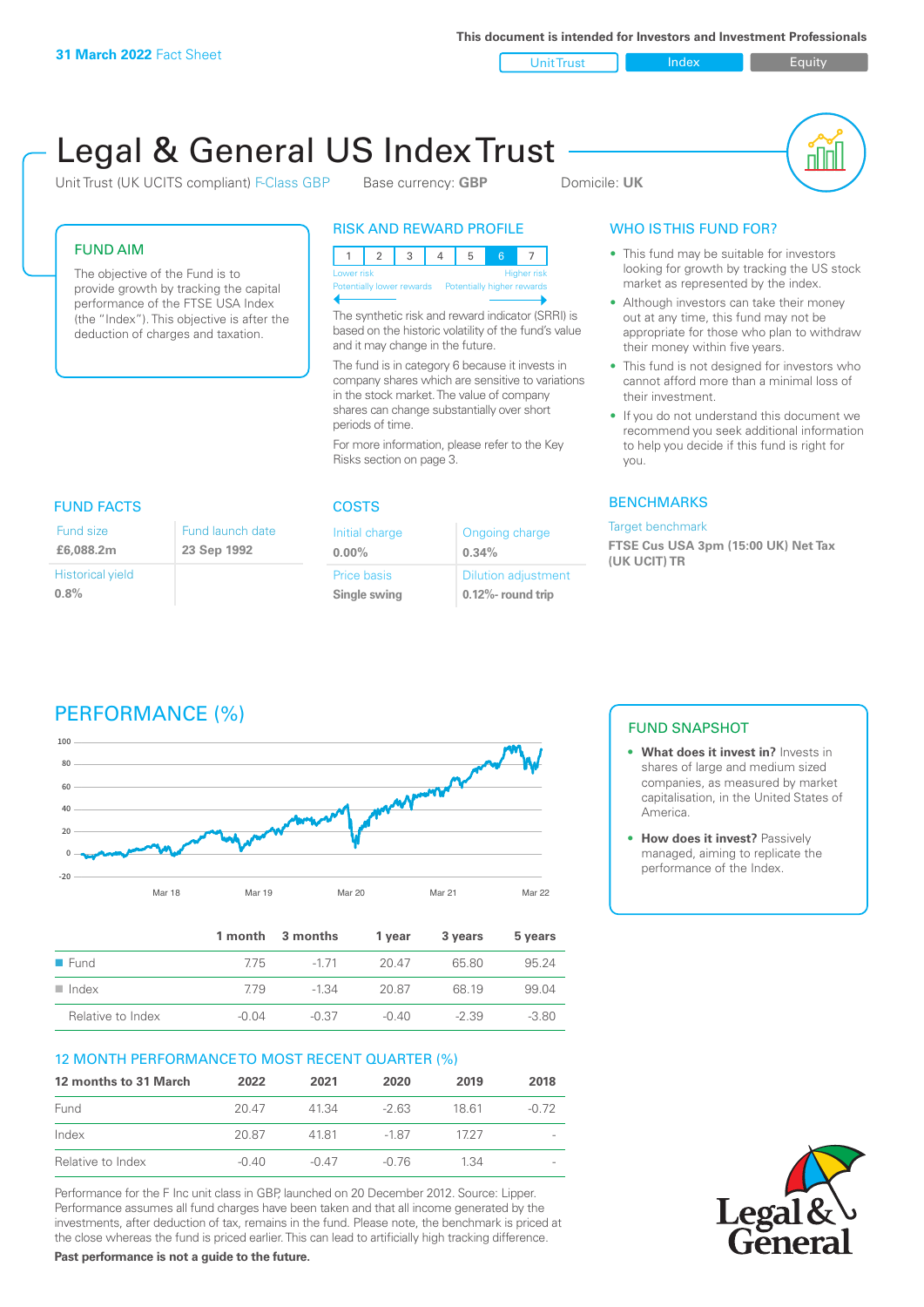**31 March 2022** Fact Sheet

This document is intended for Investors and Investment Professionals

Unit Trust | Index | Equity

# Legal & General US Index Trust

Unit Trust (UK UCITS compliant) F-Class GBP   Base currency: **GBP**   Domicile: **UK**

## FUND AIM

The objective of the Fund is to provide growth by tracking the capital performance of the FTSE USA Index (the "Index"). This objective is after the deduction of charges and taxation.

## RISK AND REWARD PROFILE

| 1 | 2 | 3 | 4 | 5 | 6 | 7 |
|---|---|---|---|---|---|---|

Lower risk — Potentially lower rewards | Higher risk — Potentially higher rewards

The synthetic risk and reward indicator (SRRI) is based on the historic volatility of the fund's value and it may change in the future.

The fund is in category 6 because it invests in company shares which are sensitive to variations in the stock market. The value of company shares can change substantially over short periods of time.

For more information, please refer to the Key Risks section on page 3.

## WHO IS THIS FUND FOR?

- This fund may be suitable for investors looking for growth by tracking the US stock market as represented by the index.
- Although investors can take their money out at any time, this fund may not be appropriate for those who plan to withdraw their money within five years.
- This fund is not designed for investors who cannot afford more than a minimal loss of their investment.
- If you do not understand this document we recommend you seek additional information to help you decide if this fund is right for you.

## FUND FACTS

| Fund size | Fund launch date |
|---|---|
| **£6,088.2m** | **23 Sep 1992** |
| Historical yield | |
| **0.8%** | |

## COSTS

| Initial charge | Ongoing charge |
|---|---|
| **0.00%** | **0.34%** |
| Price basis | Dilution adjustment |
| **Single swing** | **0.12%- round trip** |

## BENCHMARKS

Target benchmark

**FTSE Cus USA 3pm (15:00 UK) Net Tax (UK UCIT) TR**

## PERFORMANCE (%)

| | 1 month | 3 months | 1 year | 3 years | 5 years |
|---|---|---|---|---|---|
| Fund | 7.75 | -1.71 | 20.47 | 65.80 | 95.24 |
| Index | 7.79 | -1.34 | 20.87 | 68.19 | 99.04 |
| Relative to Index | -0.04 | -0.37 | -0.40 | -2.39 | -3.80 |

## FUND SNAPSHOT

- **What does it invest in?** Invests in shares of large and medium sized companies, as measured by market capitalisation, in the United States of America.
- **How does it invest?** Passively managed, aiming to replicate the performance of the Index.

## 12 MONTH PERFORMANCE TO MOST RECENT QUARTER (%)

| 12 months to 31 March | 2022 | 2021 | 2020 | 2019 | 2018 |
|---|---|---|---|---|---|
| Fund | 20.47 | 41.34 | -2.63 | 18.61 | -0.72 |
| Index | 20.87 | 41.81 | -1.87 | 17.27 | - |
| Relative to Index | -0.40 | -0.47 | -0.76 | 1.34 | - |

Performance for the F Inc unit class in GBP, launched on 20 December 2012. Source: Lipper. Performance assumes all fund charges have been taken and that all income generated by the investments, after deduction of tax, remains in the fund. Please note, the benchmark is priced at the close whereas the fund is priced earlier. This can lead to artificially high tracking difference.

**Past performance is not a guide to the future.**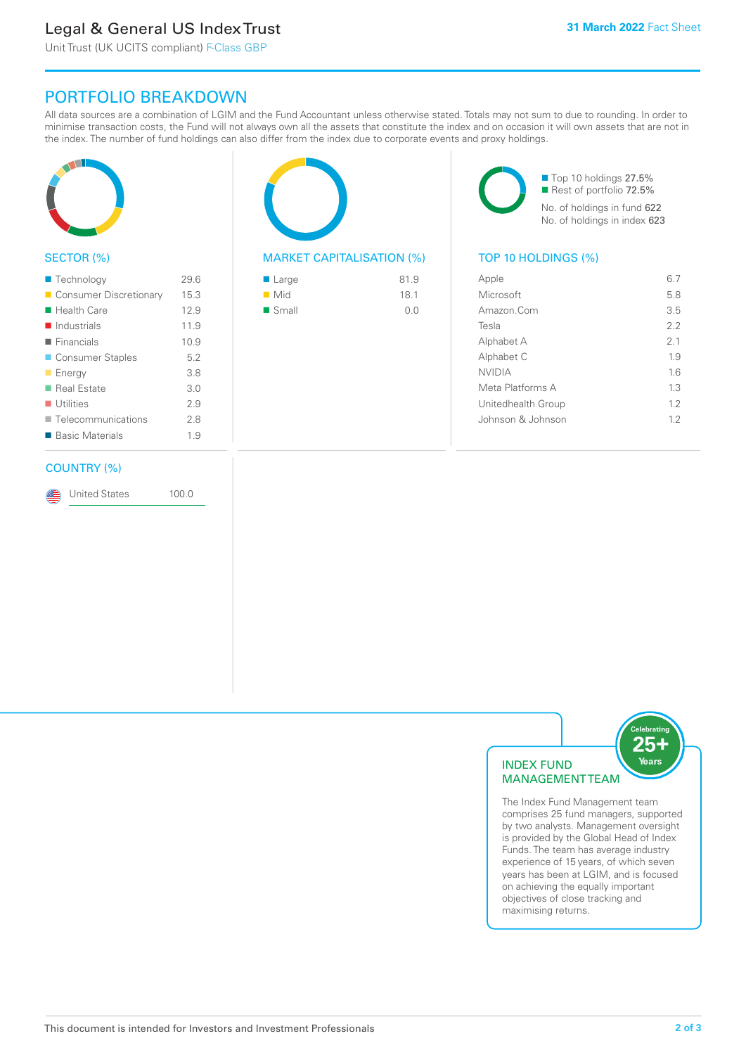# Legal & General US Index Trust

Unit Trust (UK UCITS compliant) F-Class GBP

**31 March 2022** Fact Sheet

## PORTFOLIO BREAKDOWN

All data sources are a combination of LGIM and the Fund Accountant unless otherwise stated. Totals may not sum to due to rounding. In order to minimise transaction costs, the Fund will not always own all the assets that constitute the index and on occasion it will own assets that are not in the index. The number of fund holdings can also differ from the index due to corporate events and proxy holdings.

### SECTOR (%)

| Sector | % |
|---|---|
| Technology | 29.6 |
| Consumer Discretionary | 15.3 |
| Health Care | 12.9 |
| Industrials | 11.9 |
| Financials | 10.9 |
| Consumer Staples | 5.2 |
| Energy | 3.8 |
| Real Estate | 3.0 |
| Utilities | 2.9 |
| Telecommunications | 2.8 |
| Basic Materials | 1.9 |

### MARKET CAPITALISATION (%)

| Market Cap | % |
|---|---|
| Large | 81.9 |
| Mid | 18.1 |
| Small | 0.0 |

- Top 10 holdings 27.5%
- Rest of portfolio 72.5%

No. of holdings in fund 622

No. of holdings in index 623

### TOP 10 HOLDINGS (%)

| Holding | % |
|---|---|
| Apple | 6.7 |
| Microsoft | 5.8 |
| Amazon.Com | 3.5 |
| Tesla | 2.2 |
| Alphabet A | 2.1 |
| Alphabet C | 1.9 |
| NVIDIA | 1.6 |
| Meta Platforms A | 1.3 |
| Unitedhealth Group | 1.2 |
| Johnson & Johnson | 1.2 |

### COUNTRY (%)

| Country | % |
|---|---|
| United States | 100.0 |

### INDEX FUND MANAGEMENT TEAM

Celebrating 25+ Years

The Index Fund Management team comprises 25 fund managers, supported by two analysts. Management oversight is provided by the Global Head of Index Funds. The team has average industry experience of 15 years, of which seven years has been at LGIM, and is focused on achieving the equally important objectives of close tracking and maximising returns.

This document is intended for Investors and Investment Professionals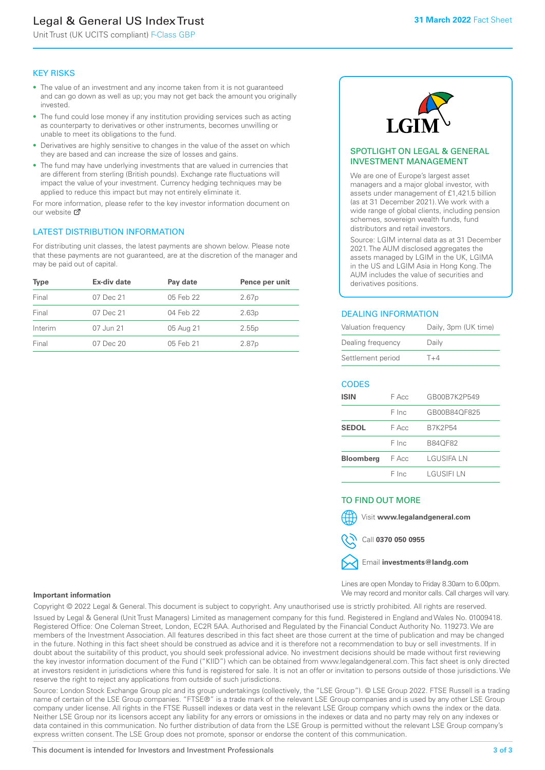# Legal & General US Index Trust

Unit Trust (UK UCITS compliant) F-Class GBP

31 March 2022 Fact Sheet

## KEY RISKS

- The value of an investment and any income taken from it is not guaranteed and can go down as well as up; you may not get back the amount you originally invested.
- The fund could lose money if any institution providing services such as acting as counterparty to derivatives or other instruments, becomes unwilling or unable to meet its obligations to the fund.
- Derivatives are highly sensitive to changes in the value of the asset on which they are based and can increase the size of losses and gains.
- The fund may have underlying investments that are valued in currencies that are different from sterling (British pounds). Exchange rate fluctuations will impact the value of your investment. Currency hedging techniques may be applied to reduce this impact but may not entirely eliminate it.

For more information, please refer to the key investor information document on our website

## LATEST DISTRIBUTION INFORMATION

For distributing unit classes, the latest payments are shown below. Please note that these payments are not guaranteed, are at the discretion of the manager and may be paid out of capital.

| Type | Ex-div date | Pay date | Pence per unit |
|---|---|---|---|
| Final | 07 Dec 21 | 05 Feb 22 | 2.67p |
| Final | 07 Dec 21 | 04 Feb 22 | 2.63p |
| Interim | 07 Jun 21 | 05 Aug 21 | 2.55p |
| Final | 07 Dec 20 | 05 Feb 21 | 2.87p |

LGIM

## SPOTLIGHT ON LEGAL & GENERAL INVESTMENT MANAGEMENT

We are one of Europe's largest asset managers and a major global investor, with assets under management of £1,421.5 billion (as at 31 December 2021). We work with a wide range of global clients, including pension schemes, sovereign wealth funds, fund distributors and retail investors.

Source: LGIM internal data as at 31 December 2021. The AUM disclosed aggregates the assets managed by LGIM in the UK, LGIMA in the US and LGIM Asia in Hong Kong. The AUM includes the value of securities and derivatives positions.

## DEALING INFORMATION

| | |
|---|---|
| Valuation frequency | Daily, 3pm (UK time) |
| Dealing frequency | Daily |
| Settlement period | T+4 |

## CODES

| | | |
|---|---|---|
| **ISIN** | F Acc | GB00B7K2P549 |
| | F Inc | GB00B84QF825 |
| **SEDOL** | F Acc | B7K2P54 |
| | F Inc | B84QF82 |
| **Bloomberg** | F Acc | LGUSIFA LN |
| | F Inc | LGUSIFI LN |

## TO FIND OUT MORE

Visit **www.legalandgeneral.com**

Call **0370 050 0955**

Email **investments@landg.com**

Lines are open Monday to Friday 8.30am to 6.00pm. We may record and monitor calls. Call charges will vary.

**Important information**

Copyright © 2022 Legal & General. This document is subject to copyright. Any unauthorised use is strictly prohibited. All rights are reserved.

Issued by Legal & General (Unit Trust Managers) Limited as management company for this fund. Registered in England and Wales No. 01009418. Registered Office: One Coleman Street, London, EC2R 5AA. Authorised and Regulated by the Financial Conduct Authority No. 119273. We are members of the Investment Association. All features described in this fact sheet are those current at the time of publication and may be changed in the future. Nothing in this fact sheet should be construed as advice and it is therefore not a recommendation to buy or sell investments. If in doubt about the suitability of this product, you should seek professional advice. No investment decisions should be made without first reviewing the key investor information document of the Fund ("KIID") which can be obtained from www.legalandgeneral.com. This fact sheet is only directed at investors resident in jurisdictions where this fund is registered for sale. It is not an offer or invitation to persons outside of those jurisdictions. We reserve the right to reject any applications from outside of such jurisdictions.

Source: London Stock Exchange Group plc and its group undertakings (collectively, the "LSE Group"). © LSE Group 2022. FTSE Russell is a trading name of certain of the LSE Group companies. "FTSE®" is a trade mark of the relevant LSE Group companies and is used by any other LSE Group company under license. All rights in the FTSE Russell indexes or data vest in the relevant LSE Group company which owns the index or the data. Neither LSE Group nor its licensors accept any liability for any errors or omissions in the indexes or data and no party may rely on any indexes or data contained in this communication. No further distribution of data from the LSE Group is permitted without the relevant LSE Group company's express written consent. The LSE Group does not promote, sponsor or endorse the content of this communication.

This document is intended for Investors and Investment Professionals